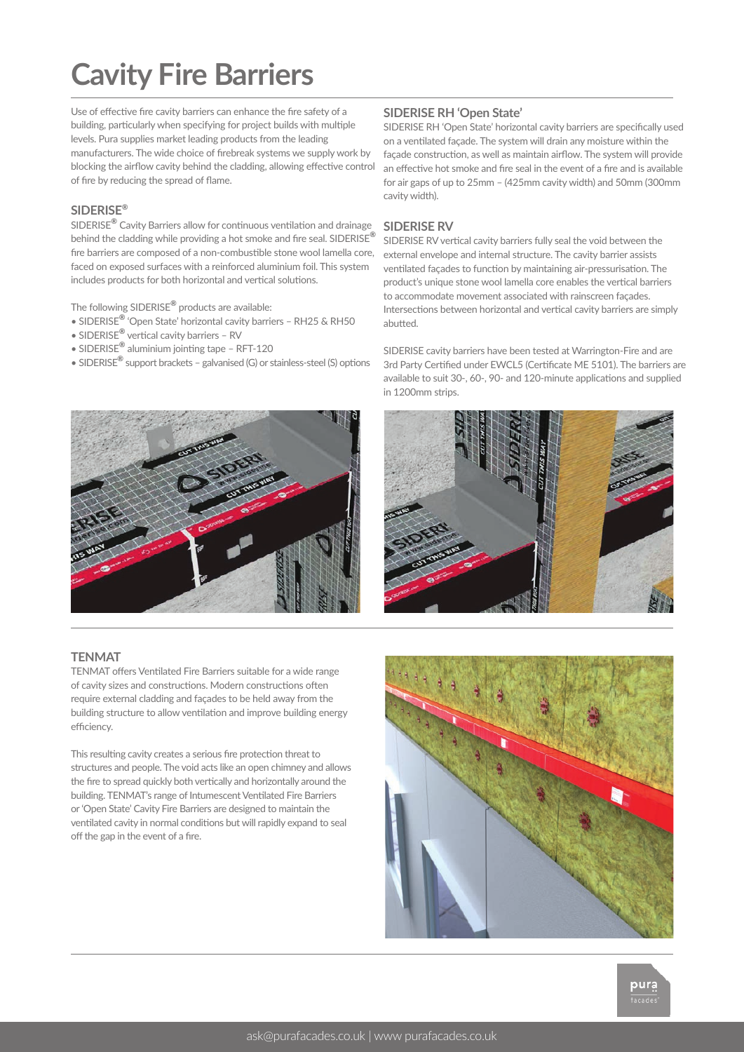# Cavity Fire Barriers

Use of effective fire cavity barriers can enhance the fire safety of a building, particularly when specifying for project builds with multiple levels. Pura supplies market leading products from the leading manufacturers. The wide choice of firebreak systems we supply work by blocking the airflow cavity behind the cladding, allowing effective control of fire by reducing the spread of flame.

## SIDERISE®

SIDERISE® Cavity Barriers allow for continuous ventilation and drainage behind the cladding while providing a hot smoke and fire seal. SIDERISE® fire barriers are composed of a non-combustible stone wool lamella core, faced on exposed surfaces with a reinforced aluminium foil. This system includes products for both horizontal and vertical solutions.

The following SIDERISE® products are available:

- SIDERISE® 'Open State' horizontal cavity barriers – RH25 & RH50
- SIDERISE® vertical cavity barriers – RV
- SIDERISE® aluminium jointing tape – RFT-120
- SIDERISE® support brackets – galvanised (G) or stainless-steel (S) options

## SIDERISE RH 'Open State'

SIDERISE RH 'Open State' horizontal cavity barriers are specifically used on a ventilated façade. The system will drain any moisture within the façade construction, as well as maintain airflow. The system will provide an effective hot smoke and fire seal in the event of a fire and is available for air gaps of up to 25mm – (425mm cavity width) and 50mm (300mm cavity width).

## SIDERISE RV

SIDERISE RV vertical cavity barriers fully seal the void between the external envelope and internal structure. The cavity barrier assists ventilated façades to function by maintaining air-pressurisation. The product's unique stone wool lamella core enables the vertical barriers to accommodate movement associated with rainscreen façades. Intersections between horizontal and vertical cavity barriers are simply abutted.

SIDERISE cavity barriers have been tested at Warrington-Fire and are 3rd Party Certified under EWCL5 (Certificate ME 5101). The barriers are available to suit 30-, 60-, 90- and 120-minute applications and supplied in 1200mm strips.

## TENMAT

TENMAT offers Ventilated Fire Barriers suitable for a wide range of cavity sizes and constructions. Modern constructions often require external cladding and façades to be held away from the building structure to allow ventilation and improve building energy efficiency.

This resulting cavity creates a serious fire protection threat to structures and people. The void acts like an open chimney and allows the fire to spread quickly both vertically and horizontally around the building. TENMAT's range of Intumescent Ventilated Fire Barriers or 'Open State' Cavity Fire Barriers are designed to maintain the ventilated cavity in normal conditions but will rapidly expand to seal off the gap in the event of a fire.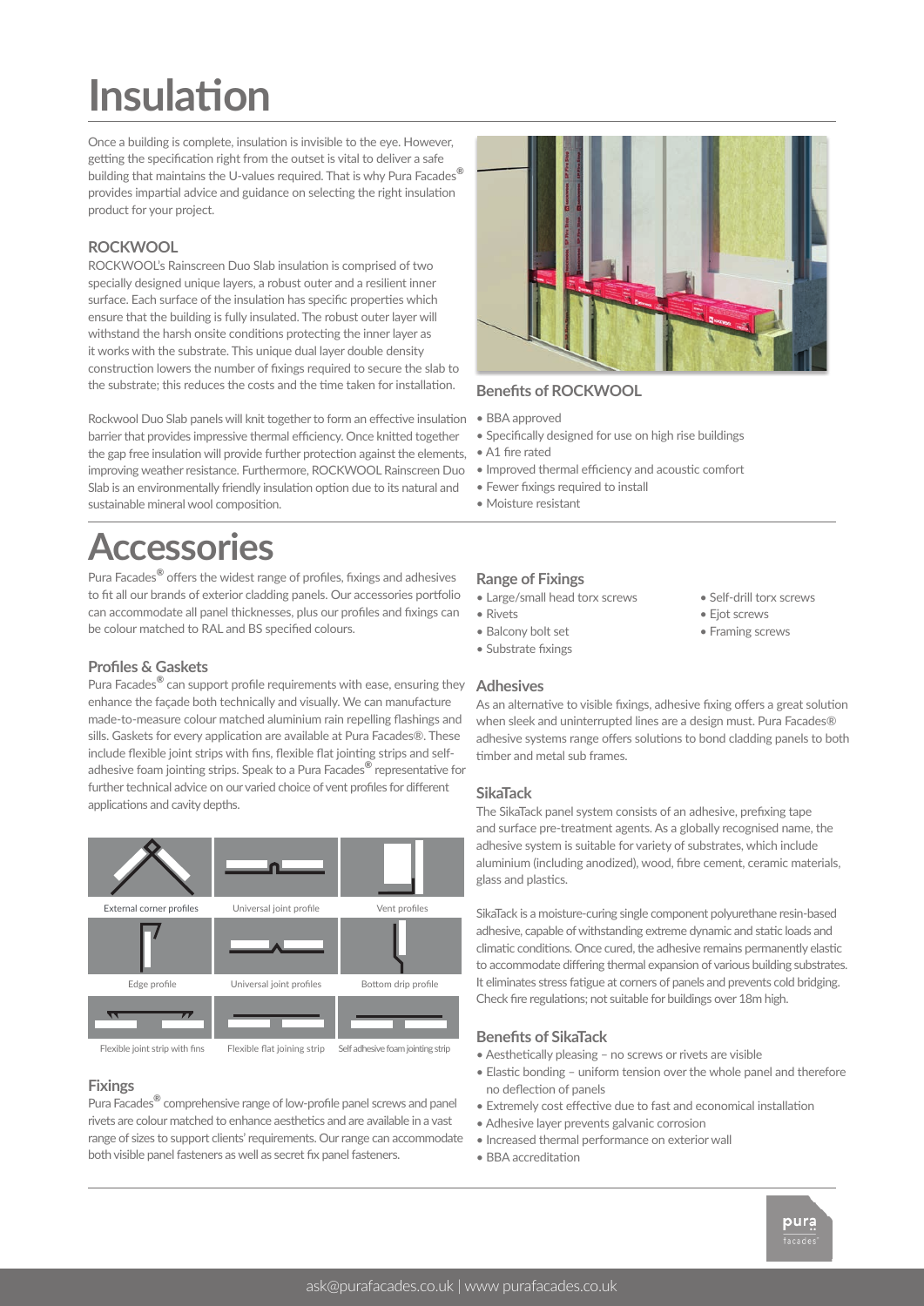# Insulation

Once a building is complete, insulation is invisible to the eye. However, getting the specification right from the outset is vital to deliver a safe building that maintains the U-values required. That is why Pura Facades® provides impartial advice and guidance on selecting the right insulation product for your project.

### ROCKWOOL

ROCKWOOL's Rainscreen Duo Slab insulation is comprised of two specially designed unique layers, a robust outer and a resilient inner surface. Each surface of the insulation has specific properties which ensure that the building is fully insulated. The robust outer layer will withstand the harsh onsite conditions protecting the inner layer as it works with the substrate. This unique dual layer double density construction lowers the number of fixings required to secure the slab to the substrate; this reduces the costs and the time taken for installation.

Rockwool Duo Slab panels will knit together to form an effective insulation barrier that provides impressive thermal efficiency. Once knitted together the gap free insulation will provide further protection against the elements, improving weather resistance. Furthermore, ROCKWOOL Rainscreen Duo Slab is an environmentally friendly insulation option due to its natural and sustainable mineral wool composition.

### Benefits of ROCKWOOL

- BBA approved
- Specifically designed for use on high rise buildings
- A1 fire rated
- Improved thermal efficiency and acoustic comfort
- Fewer fixings required to install
- Moisture resistant

# Accessories

Pura Facades® offers the widest range of profiles, fixings and adhesives to fit all our brands of exterior cladding panels. Our accessories portfolio can accommodate all panel thicknesses, plus our profiles and fixings can be colour matched to RAL and BS specified colours.

### Profiles & Gaskets

Pura Facades® can support profile requirements with ease, ensuring they enhance the façade both technically and visually. We can manufacture made-to-measure colour matched aluminium rain repelling flashings and sills. Gaskets for every application are available at Pura Facades®. These include flexible joint strips with fins, flexible flat jointing strips and self-adhesive foam jointing strips. Speak to a Pura Facades® representative for further technical advice on our varied choice of vent profiles for different applications and cavity depths.

External corner profiles

Universal joint profile

Vent profiles

Edge profile

Universal joint profiles

Bottom drip profile

Flexible joint strip with fins

Flexible flat joining strip

Self adhesive foam jointing strip

### Fixings

Pura Facades® comprehensive range of low-profile panel screws and panel rivets are colour matched to enhance aesthetics and are available in a vast range of sizes to support clients' requirements. Our range can accommodate both visible panel fasteners as well as secret fix panel fasteners.

### Range of Fixings

- Large/small head torx screws
- Rivets
- Balcony bolt set
- Substrate fixings
- Self-drill torx screws
- Ejot screws
- Framing screws

### Adhesives

As an alternative to visible fixings, adhesive fixing offers a great solution when sleek and uninterrupted lines are a design must. Pura Facades® adhesive systems range offers solutions to bond cladding panels to both timber and metal sub frames.

### SikaTack

The SikaTack panel system consists of an adhesive, prefixing tape and surface pre-treatment agents. As a globally recognised name, the adhesive system is suitable for variety of substrates, which include aluminium (including anodized), wood, fibre cement, ceramic materials, glass and plastics.

SikaTack is a moisture-curing single component polyurethane resin-based adhesive, capable of withstanding extreme dynamic and static loads and climatic conditions. Once cured, the adhesive remains permanently elastic to accommodate differing thermal expansion of various building substrates. It eliminates stress fatigue at corners of panels and prevents cold bridging. Check fire regulations; not suitable for buildings over 18m high.

### Benefits of SikaTack

- Aesthetically pleasing – no screws or rivets are visible
- Elastic bonding – uniform tension over the whole panel and therefore no deflection of panels
- Extremely cost effective due to fast and economical installation
- Adhesive layer prevents galvanic corrosion
- Increased thermal performance on exterior wall
- BBA accreditation

ask@purafacades.co.uk | www.purafacades.co.uk